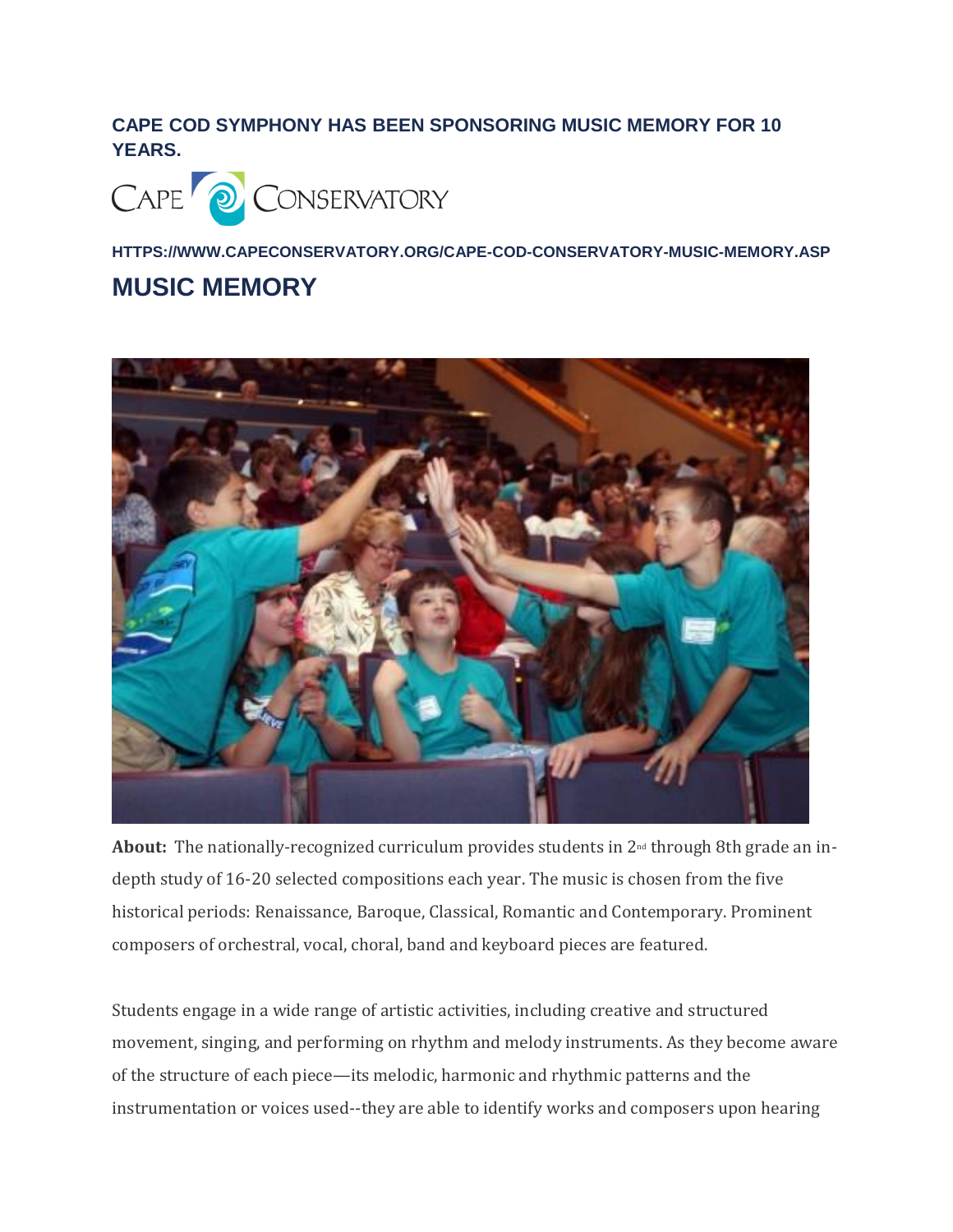**CAPE COD SYMPHONY HAS BEEN SPONSORING MUSIC MEMORY FOR 10 YEARS.**

CAPE CONSERVATORY

HTTPS://WWW.CAPECONSERVATORY.ORG/CAPE-COD-CONSERVATORY-MUSIC-MEMORY.ASP

# MUSIC MEMORY

**About:** The nationally-recognized curriculum provides students in 2nd through 8th grade an in-depth study of 16-20 selected compositions each year. The music is chosen from the five historical periods: Renaissance, Baroque, Classical, Romantic and Contemporary. Prominent composers of orchestral, vocal, choral, band and keyboard pieces are featured.

Students engage in a wide range of artistic activities, including creative and structured movement, singing, and performing on rhythm and melody instruments. As they become aware of the structure of each piece—its melodic, harmonic and rhythmic patterns and the instrumentation or voices used--they are able to identify works and composers upon hearing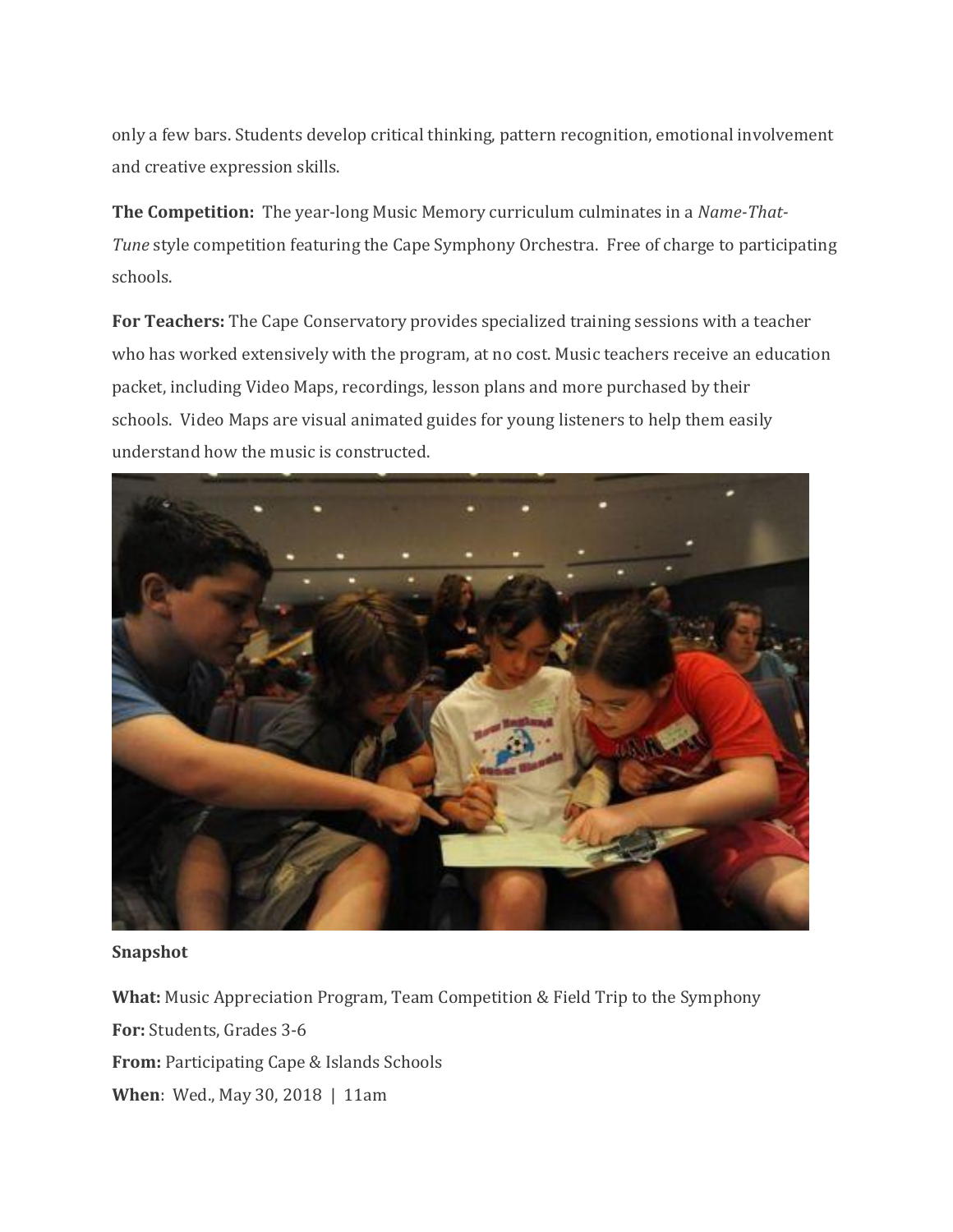only a few bars. Students develop critical thinking, pattern recognition, emotional involvement and creative expression skills.

**The Competition:** The year-long Music Memory curriculum culminates in a *Name-That-Tune* style competition featuring the Cape Symphony Orchestra. Free of charge to participating schools.

**For Teachers:** The Cape Conservatory provides specialized training sessions with a teacher who has worked extensively with the program, at no cost. Music teachers receive an education packet, including Video Maps, recordings, lesson plans and more purchased by their schools. Video Maps are visual animated guides for young listeners to help them easily understand how the music is constructed.

**Snapshot**

**What:** Music Appreciation Program, Team Competition & Field Trip to the Symphony

**For:** Students, Grades 3-6

**From:** Participating Cape & Islands Schools

**When**: Wed., May 30, 2018 | 11am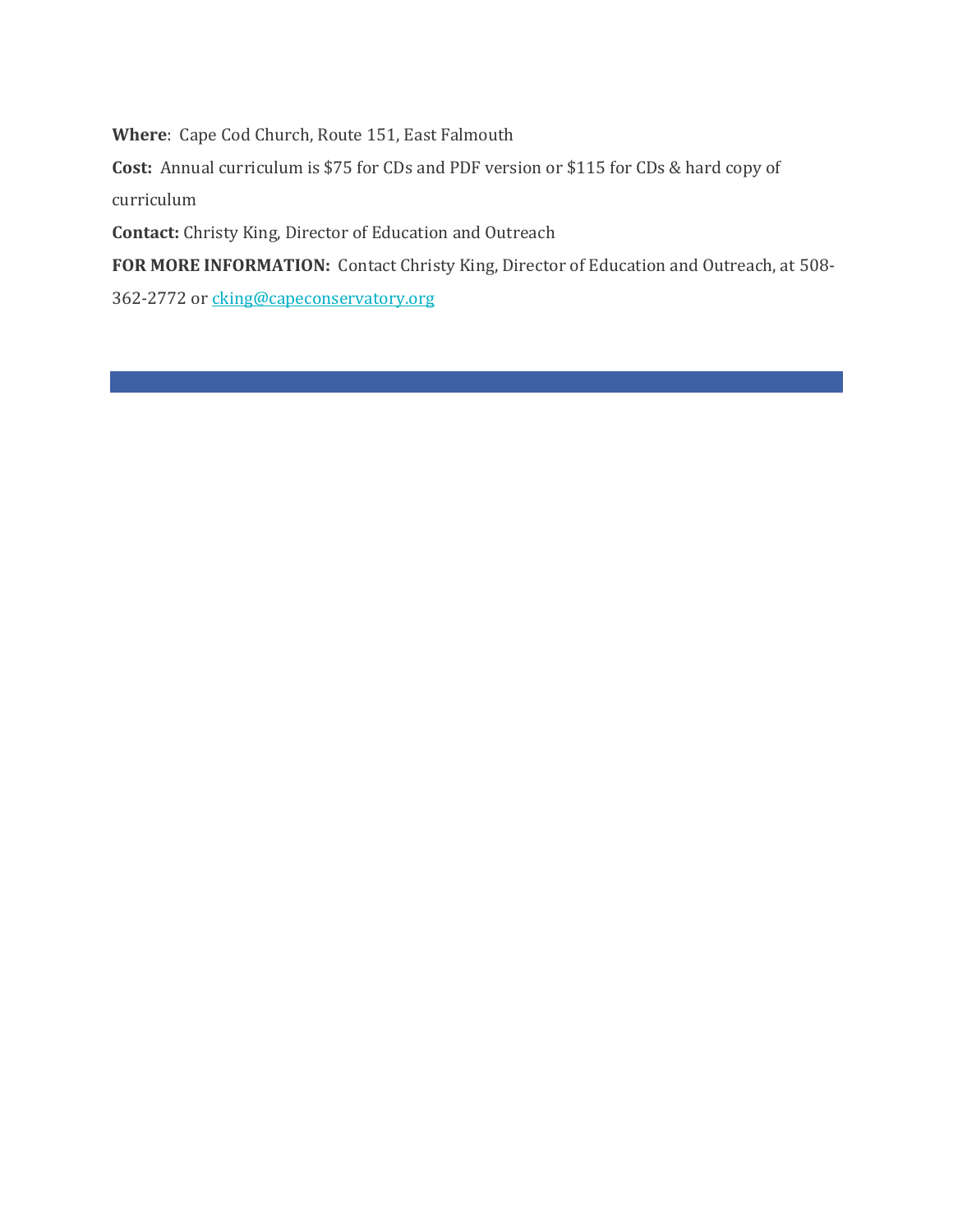**Where**: Cape Cod Church, Route 151, East Falmouth

**Cost:** Annual curriculum is $75 for CDs and PDF version or $115 for CDs & hard copy of curriculum

**Contact:** Christy King, Director of Education and Outreach

**FOR MORE INFORMATION:** Contact Christy King, Director of Education and Outreach, at 508-362-2772 or cking@capeconservatory.org